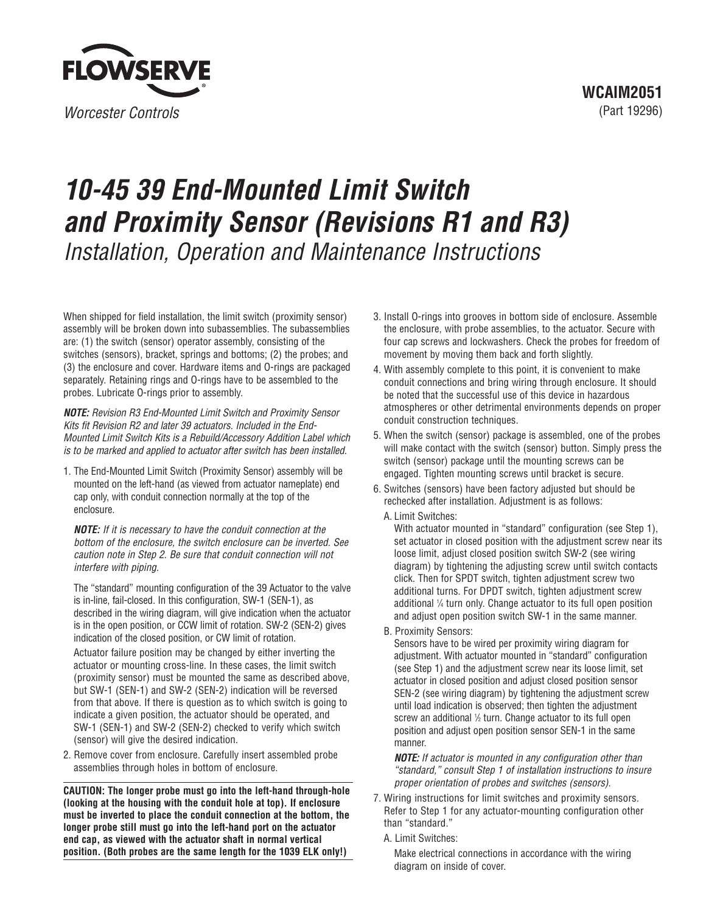FLOWSERVE

*Worcester Controls*

**WCAIM2051**
(Part 19296)

# *10-45 39 End-Mounted Limit Switch and Proximity Sensor (Revisions R1 and R3)*

*Installation, Operation and Maintenance Instructions*

When shipped for field installation, the limit switch (proximity sensor) assembly will be broken down into subassemblies. The subassemblies are: (1) the switch (sensor) operator assembly, consisting of the switches (sensors), bracket, springs and bottoms; (2) the probes; and (3) the enclosure and cover. Hardware items and O-rings are packaged separately. Retaining rings and O-rings have to be assembled to the probes. Lubricate O-rings prior to assembly.

***NOTE:*** *Revision R3 End-Mounted Limit Switch and Proximity Sensor Kits fit Revision R2 and later 39 actuators. Included in the End-Mounted Limit Switch Kits is a Rebuild/Accessory Addition Label which is to be marked and applied to actuator after switch has been installed.*

1. The End-Mounted Limit Switch (Proximity Sensor) assembly will be mounted on the left-hand (as viewed from actuator nameplate) end cap only, with conduit connection normally at the top of the enclosure.

   ***NOTE:*** *If it is necessary to have the conduit connection at the bottom of the enclosure, the switch enclosure can be inverted. See caution note in Step 2. Be sure that conduit connection will not interfere with piping.*

   The "standard" mounting configuration of the 39 Actuator to the valve is in-line, fail-closed. In this configuration, SW-1 (SEN-1), as described in the wiring diagram, will give indication when the actuator is in the open position, or CCW limit of rotation. SW-2 (SEN-2) gives indication of the closed position, or CW limit of rotation.

   Actuator failure position may be changed by either inverting the actuator or mounting cross-line. In these cases, the limit switch (proximity sensor) must be mounted the same as described above, but SW-1 (SEN-1) and SW-2 (SEN-2) indication will be reversed from that above. If there is question as to which switch is going to indicate a given position, the actuator should be operated, and SW-1 (SEN-1) and SW-2 (SEN-2) checked to verify which switch (sensor) will give the desired indication.

2. Remove cover from enclosure. Carefully insert assembled probe assemblies through holes in bottom of enclosure.

**CAUTION: The longer probe must go into the left-hand through-hole (looking at the housing with the conduit hole at top). If enclosure must be inverted to place the conduit connection at the bottom, the longer probe still must go into the left-hand port on the actuator end cap, as viewed with the actuator shaft in normal vertical position. (Both probes are the same length for the 1039 ELK only!)**

3. Install O-rings into grooves in bottom side of enclosure. Assemble the enclosure, with probe assemblies, to the actuator. Secure with four cap screws and lockwashers. Check the probes for freedom of movement by moving them back and forth slightly.

4. With assembly complete to this point, it is convenient to make conduit connections and bring wiring through enclosure. It should be noted that the successful use of this device in hazardous atmospheres or other detrimental environments depends on proper conduit construction techniques.

5. When the switch (sensor) package is assembled, one of the probes will make contact with the switch (sensor) button. Simply press the switch (sensor) package until the mounting screws can be engaged. Tighten mounting screws until bracket is secure.

6. Switches (sensors) have been factory adjusted but should be rechecked after installation. Adjustment is as follows:

   A. Limit Switches:
   With actuator mounted in "standard" configuration (see Step 1), set actuator in closed position with the adjustment screw near its loose limit, adjust closed position switch SW-2 (see wiring diagram) by tightening the adjusting screw until switch contacts click. Then for SPDT switch, tighten adjustment screw two additional turns. For DPDT switch, tighten adjustment screw additional ¼ turn only. Change actuator to its full open position and adjust open position switch SW-1 in the same manner.

   B. Proximity Sensors:
   Sensors have to be wired per proximity wiring diagram for adjustment. With actuator mounted in "standard" configuration (see Step 1) and the adjustment screw near its loose limit, set actuator in closed position and adjust closed position sensor SEN-2 (see wiring diagram) by tightening the adjustment screw until load indication is observed; then tighten the adjustment screw an additional ½ turn. Change actuator to its full open position and adjust open position sensor SEN-1 in the same manner.

   ***NOTE:*** *If actuator is mounted in any configuration other than "standard," consult Step 1 of installation instructions to insure proper orientation of probes and switches (sensors).*

7. Wiring instructions for limit switches and proximity sensors. Refer to Step 1 for any actuator-mounting configuration other than "standard."

   A. Limit Switches:
   Make electrical connections in accordance with the wiring diagram on inside of cover.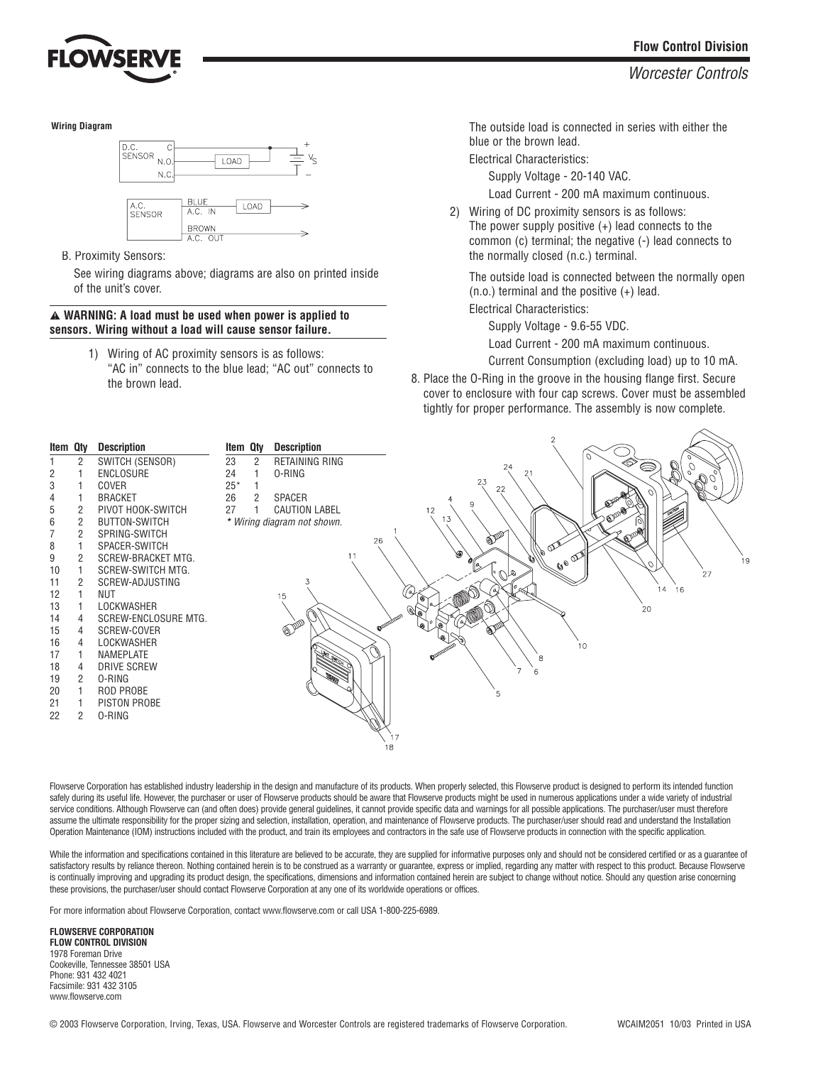**Wiring Diagram**

D.C. SENSOR
C
N.O.
N.C.
LOAD
+
$V_S$
–

A.C. SENSOR
BLUE
A.C. IN
LOAD
BROWN
A.C. OUT

B. Proximity Sensors:

See wiring diagrams above; diagrams are also on printed inside of the unit's cover.

**⚠ WARNING: A load must be used when power is applied to sensors. Wiring without a load will cause sensor failure.**

1) Wiring of AC proximity sensors is as follows: "AC in" connects to the blue lead; "AC out" connects to the brown lead.

The outside load is connected in series with either the blue or the brown lead.

Electrical Characteristics:

Supply Voltage - 20-140 VAC.

Load Current - 200 mA maximum continuous.

2) Wiring of DC proximity sensors is as follows: The power supply positive (+) lead connects to the common (c) terminal; the negative (-) lead connects to the normally closed (n.c.) terminal.

The outside load is connected between the normally open (n.o.) terminal and the positive (+) lead.

Electrical Characteristics:

Supply Voltage - 9.6-55 VDC.

Load Current - 200 mA maximum continuous.

Current Consumption (excluding load) up to 10 mA.

8. Place the O-Ring in the groove in the housing flange first. Secure cover to enclosure with four cap screws. Cover must be assembled tightly for proper performance. The assembly is now complete.

| Item | Qty | Description |
|---|---|---|
| 1 | 2 | SWITCH (SENSOR) |
| 2 | 1 | ENCLOSURE |
| 3 | 1 | COVER |
| 4 | 1 | BRACKET |
| 5 | 2 | PIVOT HOOK-SWITCH |
| 6 | 2 | BUTTON-SWITCH |
| 7 | 2 | SPRING-SWITCH |
| 8 | 1 | SPACER-SWITCH |
| 9 | 2 | SCREW-BRACKET MTG. |
| 10 | 1 | SCREW-SWITCH MTG. |
| 11 | 2 | SCREW-ADJUSTING |
| 12 | 1 | NUT |
| 13 | 1 | LOCKWASHER |
| 14 | 4 | SCREW-ENCLOSURE MTG. |
| 15 | 4 | SCREW-COVER |
| 16 | 4 | LOCKWASHER |
| 17 | 1 | NAMEPLATE |
| 18 | 4 | DRIVE SCREW |
| 19 | 2 | O-RING |
| 20 | 1 | ROD PROBE |
| 21 | 1 | PISTON PROBE |
| 22 | 2 | O-RING |
| 23 | 2 | RETAINING RING |
| 24 | 1 | O-RING |
| 25* | 1 | |
| 26 | 2 | SPACER |
| 27 | 1 | CAUTION LABEL |

*\* Wiring diagram not shown.*

Flowserve Corporation has established industry leadership in the design and manufacture of its products. When properly selected, this Flowserve product is designed to perform its intended function safely during its useful life. However, the purchaser or user of Flowserve products should be aware that Flowserve products might be used in numerous applications under a wide variety of industrial service conditions. Although Flowserve can (and often does) provide general guidelines, it cannot provide specific data and warnings for all possible applications. The purchaser/user must therefore assume the ultimate responsibility for the proper sizing and selection, installation, operation, and maintenance of Flowserve products. The purchaser/user should read and understand the Installation Operation Maintenance (IOM) instructions included with the product, and train its employees and contractors in the safe use of Flowserve products in connection with the specific application.

While the information and specifications contained in this literature are believed to be accurate, they are supplied for informative purposes only and should not be considered certified or as a guarantee of satisfactory results by reliance thereon. Nothing contained herein is to be construed as a warranty or guarantee, express or implied, regarding any matter with respect to this product. Because Flowserve is continually improving and upgrading its product design, the specifications, dimensions and information contained herein are subject to change without notice. Should any question arise concerning these provisions, the purchaser/user should contact Flowserve Corporation at any one of its worldwide operations or offices.

For more information about Flowserve Corporation, contact www.flowserve.com or call USA 1-800-225-6989.

**FLOWSERVE CORPORATION**
**FLOW CONTROL DIVISION**
1978 Foreman Drive
Cookeville, Tennessee 38501 USA
Phone: 931 432 4021
Facsimile: 931 432 3105
www.flowserve.com

© 2003 Flowserve Corporation, Irving, Texas, USA. Flowserve and Worcester Controls are registered trademarks of Flowserve Corporation. WCAIM2051 10/03 Printed in USA